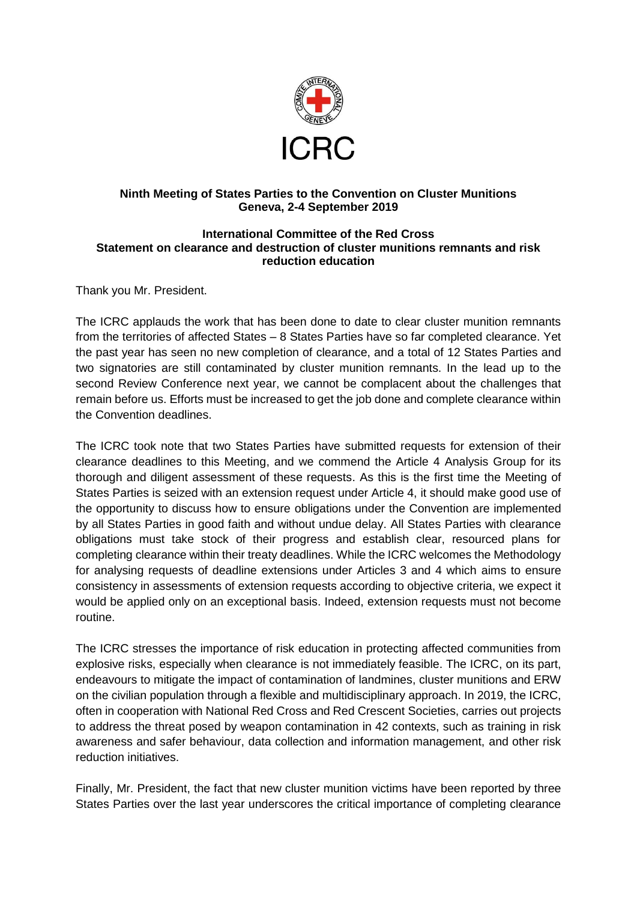ICRC

**Ninth Meeting of States Parties to the Convention on Cluster Munitions**
**Geneva, 2-4 September 2019**

**International Committee of the Red Cross**
**Statement on clearance and destruction of cluster munitions remnants and risk reduction education**

Thank you Mr. President.

The ICRC applauds the work that has been done to date to clear cluster munition remnants from the territories of affected States – 8 States Parties have so far completed clearance. Yet the past year has seen no new completion of clearance, and a total of 12 States Parties and two signatories are still contaminated by cluster munition remnants. In the lead up to the second Review Conference next year, we cannot be complacent about the challenges that remain before us. Efforts must be increased to get the job done and complete clearance within the Convention deadlines.

The ICRC took note that two States Parties have submitted requests for extension of their clearance deadlines to this Meeting, and we commend the Article 4 Analysis Group for its thorough and diligent assessment of these requests. As this is the first time the Meeting of States Parties is seized with an extension request under Article 4, it should make good use of the opportunity to discuss how to ensure obligations under the Convention are implemented by all States Parties in good faith and without undue delay. All States Parties with clearance obligations must take stock of their progress and establish clear, resourced plans for completing clearance within their treaty deadlines. While the ICRC welcomes the Methodology for analysing requests of deadline extensions under Articles 3 and 4 which aims to ensure consistency in assessments of extension requests according to objective criteria, we expect it would be applied only on an exceptional basis. Indeed, extension requests must not become routine.

The ICRC stresses the importance of risk education in protecting affected communities from explosive risks, especially when clearance is not immediately feasible. The ICRC, on its part, endeavours to mitigate the impact of contamination of landmines, cluster munitions and ERW on the civilian population through a flexible and multidisciplinary approach. In 2019, the ICRC, often in cooperation with National Red Cross and Red Crescent Societies, carries out projects to address the threat posed by weapon contamination in 42 contexts, such as training in risk awareness and safer behaviour, data collection and information management, and other risk reduction initiatives.

Finally, Mr. President, the fact that new cluster munition victims have been reported by three States Parties over the last year underscores the critical importance of completing clearance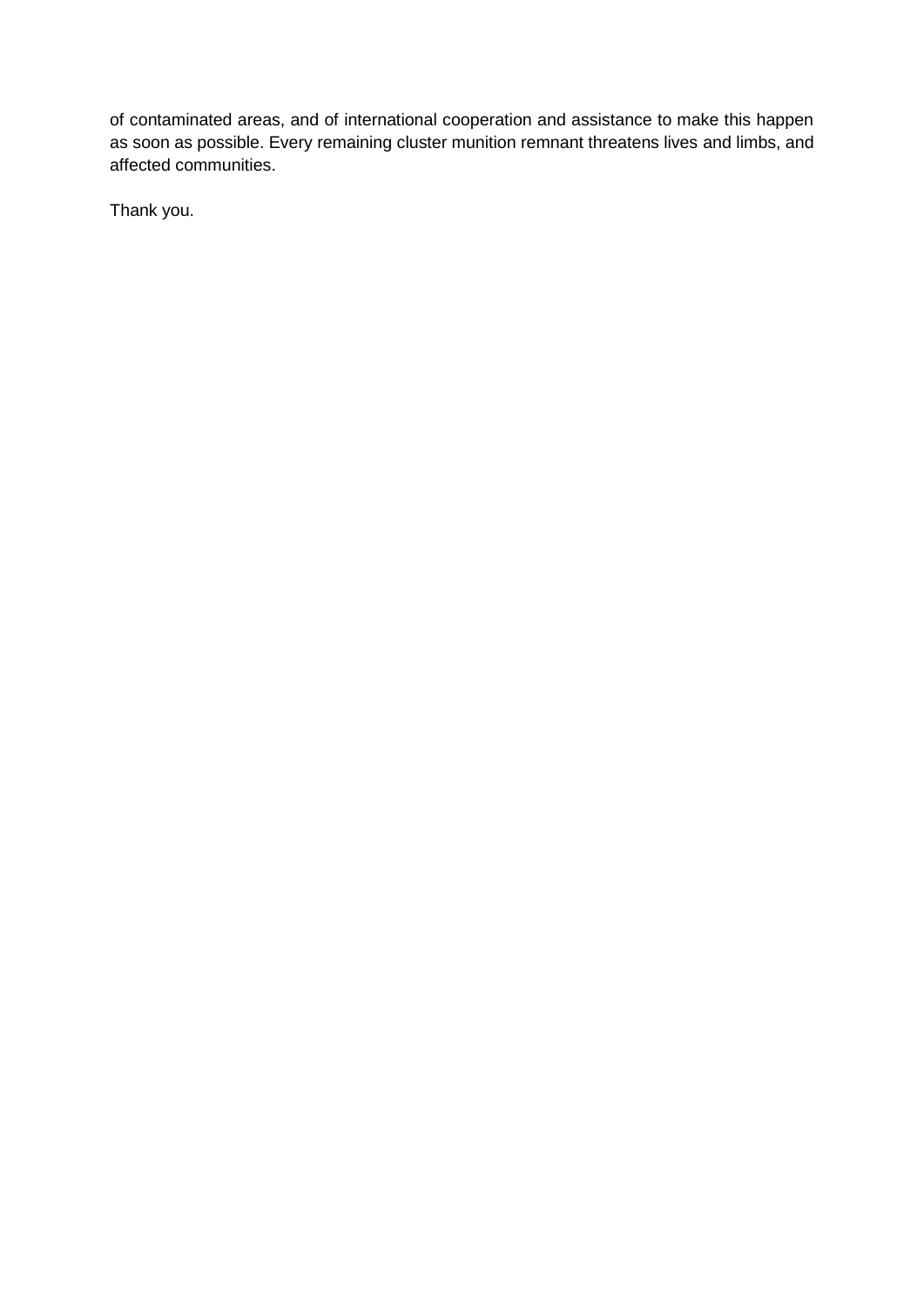of contaminated areas, and of international cooperation and assistance to make this happen as soon as possible. Every remaining cluster munition remnant threatens lives and limbs, and affected communities.

Thank you.